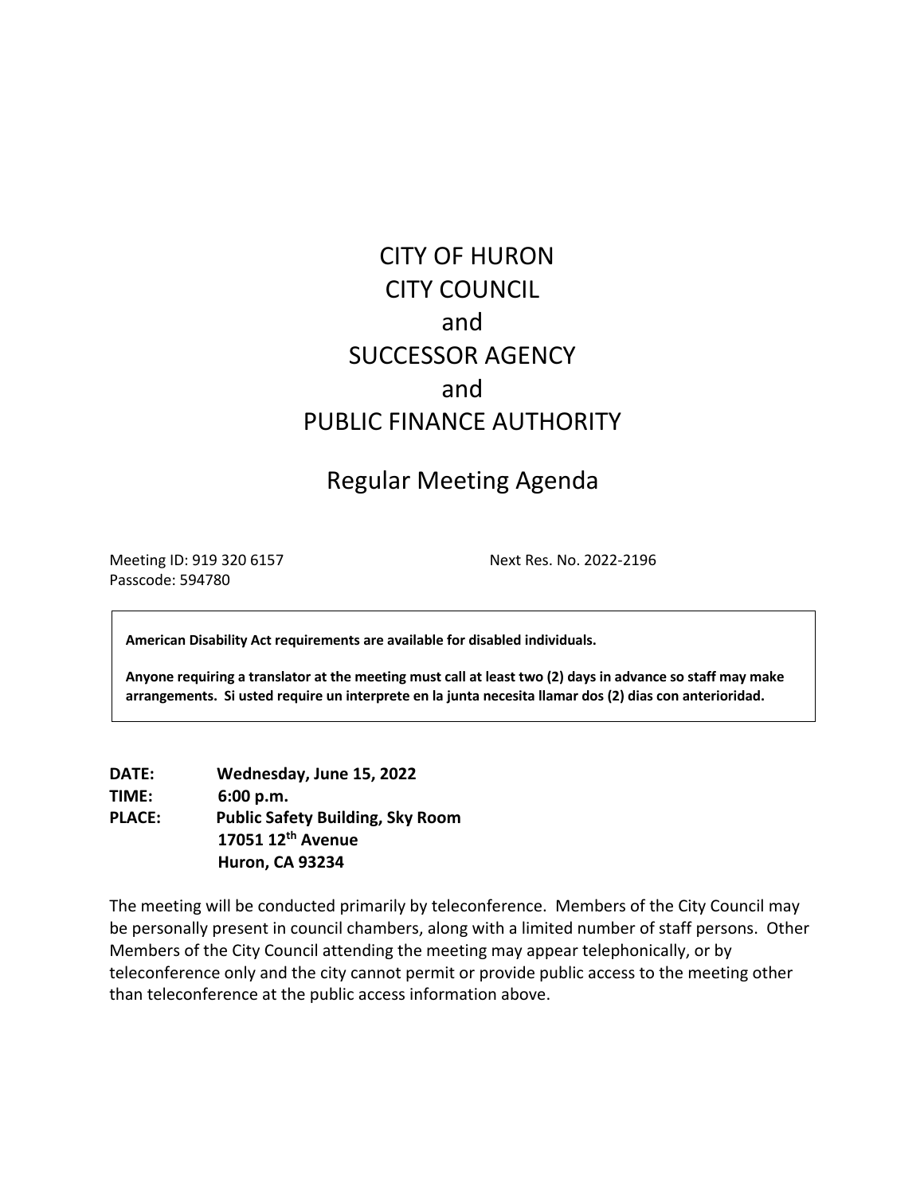# CITY OF HURON
# CITY COUNCIL
# and
# SUCCESSOR AGENCY
# and
# PUBLIC FINANCE AUTHORITY

## Regular Meeting Agenda

Meeting ID: 919 320 6157
Passcode: 594780

Next Res. No. 2022-2196

> **American Disability Act requirements are available for disabled individuals.**
>
> **Anyone requiring a translator at the meeting must call at least two (2) days in advance so staff may make arrangements. Si usted require un interprete en la junta necesita llamar dos (2) dias con anterioridad.**

**DATE:** **Wednesday, June 15, 2022**
**TIME:** **6:00 p.m.**
**PLACE:** **Public Safety Building, Sky Room**
**17051 12th Avenue**
**Huron, CA 93234**

The meeting will be conducted primarily by teleconference. Members of the City Council may be personally present in council chambers, along with a limited number of staff persons. Other Members of the City Council attending the meeting may appear telephonically, or by teleconference only and the city cannot permit or provide public access to the meeting other than teleconference at the public access information above.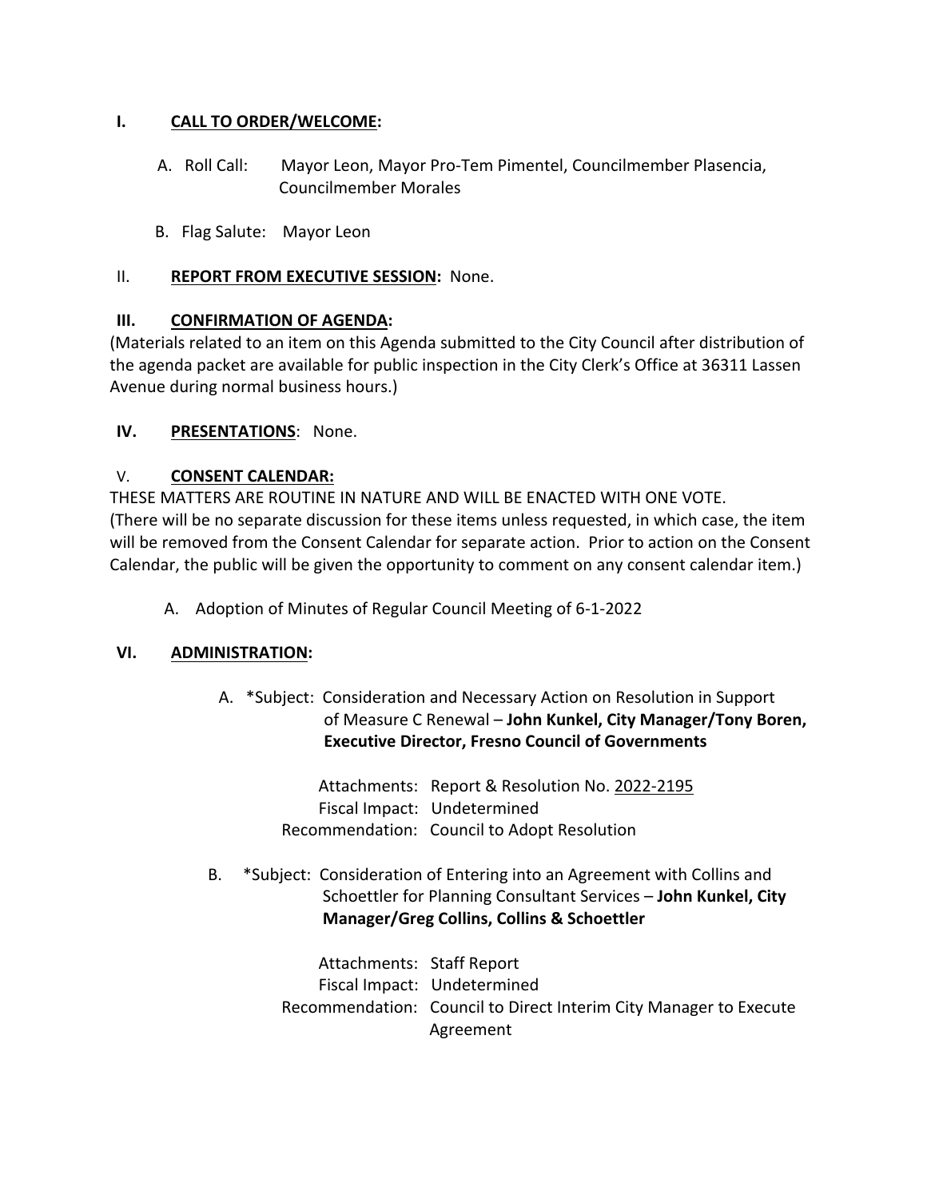## I. CALL TO ORDER/WELCOME:

A. Roll Call: Mayor Leon, Mayor Pro-Tem Pimentel, Councilmember Plasencia, Councilmember Morales

B. Flag Salute: Mayor Leon

## II. REPORT FROM EXECUTIVE SESSION: None.

## III. CONFIRMATION OF AGENDA:

(Materials related to an item on this Agenda submitted to the City Council after distribution of the agenda packet are available for public inspection in the City Clerk's Office at 36311 Lassen Avenue during normal business hours.)

## IV. PRESENTATIONS: None.

## V. CONSENT CALENDAR:

THESE MATTERS ARE ROUTINE IN NATURE AND WILL BE ENACTED WITH ONE VOTE.
(There will be no separate discussion for these items unless requested, in which case, the item will be removed from the Consent Calendar for separate action. Prior to action on the Consent Calendar, the public will be given the opportunity to comment on any consent calendar item.)

A. Adoption of Minutes of Regular Council Meeting of 6-1-2022

## VI. ADMINISTRATION:

A. *Subject: Consideration and Necessary Action on Resolution in Support of Measure C Renewal – **John Kunkel, City Manager/Tony Boren, Executive Director, Fresno Council of Governments**

Attachments: Report & Resolution No. 2022-2195
Fiscal Impact: Undetermined
Recommendation: Council to Adopt Resolution

B. *Subject: Consideration of Entering into an Agreement with Collins and Schoettler for Planning Consultant Services – **John Kunkel, City Manager/Greg Collins, Collins & Schoettler**

Attachments: Staff Report
Fiscal Impact: Undetermined
Recommendation: Council to Direct Interim City Manager to Execute Agreement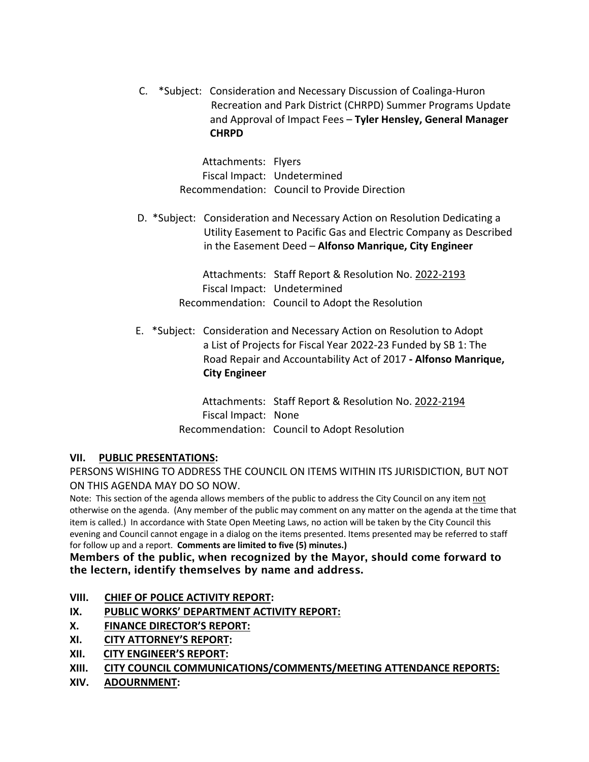C. *Subject: Consideration and Necessary Discussion of Coalinga-Huron Recreation and Park District (CHRPD) Summer Programs Update and Approval of Impact Fees – **Tyler Hensley, General Manager CHRPD**

Attachments: Flyers
Fiscal Impact: Undetermined
Recommendation: Council to Provide Direction

D. *Subject: Consideration and Necessary Action on Resolution Dedicating a Utility Easement to Pacific Gas and Electric Company as Described in the Easement Deed – **Alfonso Manrique, City Engineer**

Attachments: Staff Report & Resolution No. <u>2022-2193</u>
Fiscal Impact: Undetermined
Recommendation: Council to Adopt the Resolution

E. *Subject: Consideration and Necessary Action on Resolution to Adopt a List of Projects for Fiscal Year 2022-23 Funded by SB 1: The Road Repair and Accountability Act of 2017 **- Alfonso Manrique, City Engineer**

Attachments: Staff Report & Resolution No. <u>2022-2194</u>
Fiscal Impact: None
Recommendation: Council to Adopt Resolution

**VII. <u>PUBLIC PRESENTATIONS</u>:**

PERSONS WISHING TO ADDRESS THE COUNCIL ON ITEMS WITHIN ITS JURISDICTION, BUT NOT ON THIS AGENDA MAY DO SO NOW.

Note: This section of the agenda allows members of the public to address the City Council on any item <u>not</u> otherwise on the agenda. (Any member of the public may comment on any matter on the agenda at the time that item is called.) In accordance with State Open Meeting Laws, no action will be taken by the City Council this evening and Council cannot engage in a dialog on the items presented. Items presented may be referred to staff for follow up and a report. **Comments are limited to five (5) minutes.)**

**Members of the public, when recognized by the Mayor, should come forward to the lectern, identify themselves by name and address.**

**VIII. <u>CHIEF OF POLICE ACTIVITY REPORT</u>:**

**IX. <u>PUBLIC WORKS' DEPARTMENT ACTIVITY REPORT:</u>**

**X. <u>FINANCE DIRECTOR'S REPORT:</u>**

**XI. <u>CITY ATTORNEY'S REPORT</u>:**

**XII. <u>CITY ENGINEER'S REPORT</u>:**

**XIII. <u>CITY COUNCIL COMMUNICATIONS/COMMENTS/MEETING ATTENDANCE REPORTS:</u>**

**XIV. <u>ADOURNMENT</u>:**